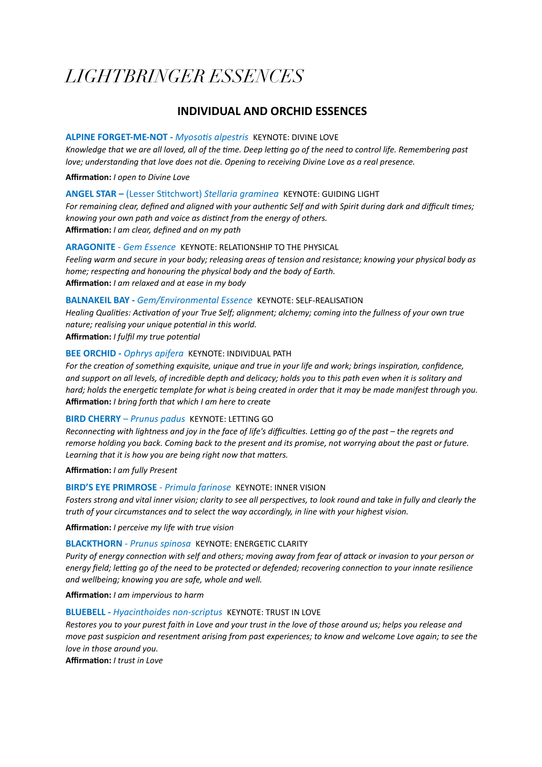# *LIGHTBRINGER ESSENCES*

## INDIVIDUAL AND ORCHID ESSENCES

**ALPINE FORGET-ME-NOT -** *Myosotis alpestris* KEYNOTE: DIVINE LOVE
*Knowledge that we are all loved, all of the time. Deep letting go of the need to control life. Remembering past love; understanding that love does not die. Opening to receiving Divine Love as a real presence.*

**Affirmation:** *I open to Divine Love*

**ANGEL STAR –** (Lesser Stitchwort) *Stellaria graminea* KEYNOTE: GUIDING LIGHT
*For remaining clear, defined and aligned with your authentic Self and with Spirit during dark and difficult times; knowing your own path and voice as distinct from the energy of others.*
**Affirmation:** *I am clear, defined and on my path*

**ARAGONITE** - *Gem Essence* KEYNOTE: RELATIONSHIP TO THE PHYSICAL
*Feeling warm and secure in your body; releasing areas of tension and resistance; knowing your physical body as home; respecting and honouring the physical body and the body of Earth.*
**Affirmation:** *I am relaxed and at ease in my body*

**BALNAKEIL BAY -** *Gem/Environmental Essence* KEYNOTE: SELF-REALISATION
*Healing Qualities: Activation of your True Self; alignment; alchemy; coming into the fullness of your own true nature; realising your unique potential in this world.*
**Affirmation:** *I fulfil my true potential*

**BEE ORCHID -** *Ophrys apifera* KEYNOTE: INDIVIDUAL PATH
*For the creation of something exquisite, unique and true in your life and work; brings inspiration, confidence, and support on all levels, of incredible depth and delicacy; holds you to this path even when it is solitary and hard; holds the energetic template for what is being created in order that it may be made manifest through you.*
**Affirmation:** *I bring forth that which I am here to create*

**BIRD CHERRY** – *Prunus padus* KEYNOTE: LETTING GO
*Reconnecting with lightness and joy in the face of life's difficulties. Letting go of the past – the regrets and remorse holding you back. Coming back to the present and its promise, not worrying about the past or future. Learning that it is how you are being right now that matters.*

**Affirmation:** *I am fully Present*

**BIRD'S EYE PRIMROSE** - *Primula farinose* KEYNOTE: INNER VISION
*Fosters strong and vital inner vision; clarity to see all perspectives, to look round and take in fully and clearly the truth of your circumstances and to select the way accordingly, in line with your highest vision.*

**Affirmation:** *I perceive my life with true vision*

**BLACKTHORN** - *Prunus spinosa* KEYNOTE: ENERGETIC CLARITY
*Purity of energy connection with self and others; moving away from fear of attack or invasion to your person or energy field; letting go of the need to be protected or defended; recovering connection to your innate resilience and wellbeing; knowing you are safe, whole and well.*

**Affirmation:** *I am impervious to harm*

**BLUEBELL -** *Hyacinthoides non-scriptus* KEYNOTE: TRUST IN LOVE
*Restores you to your purest faith in Love and your trust in the love of those around us; helps you release and move past suspicion and resentment arising from past experiences; to know and welcome Love again; to see the love in those around you.*
**Affirmation:** *I trust in Love*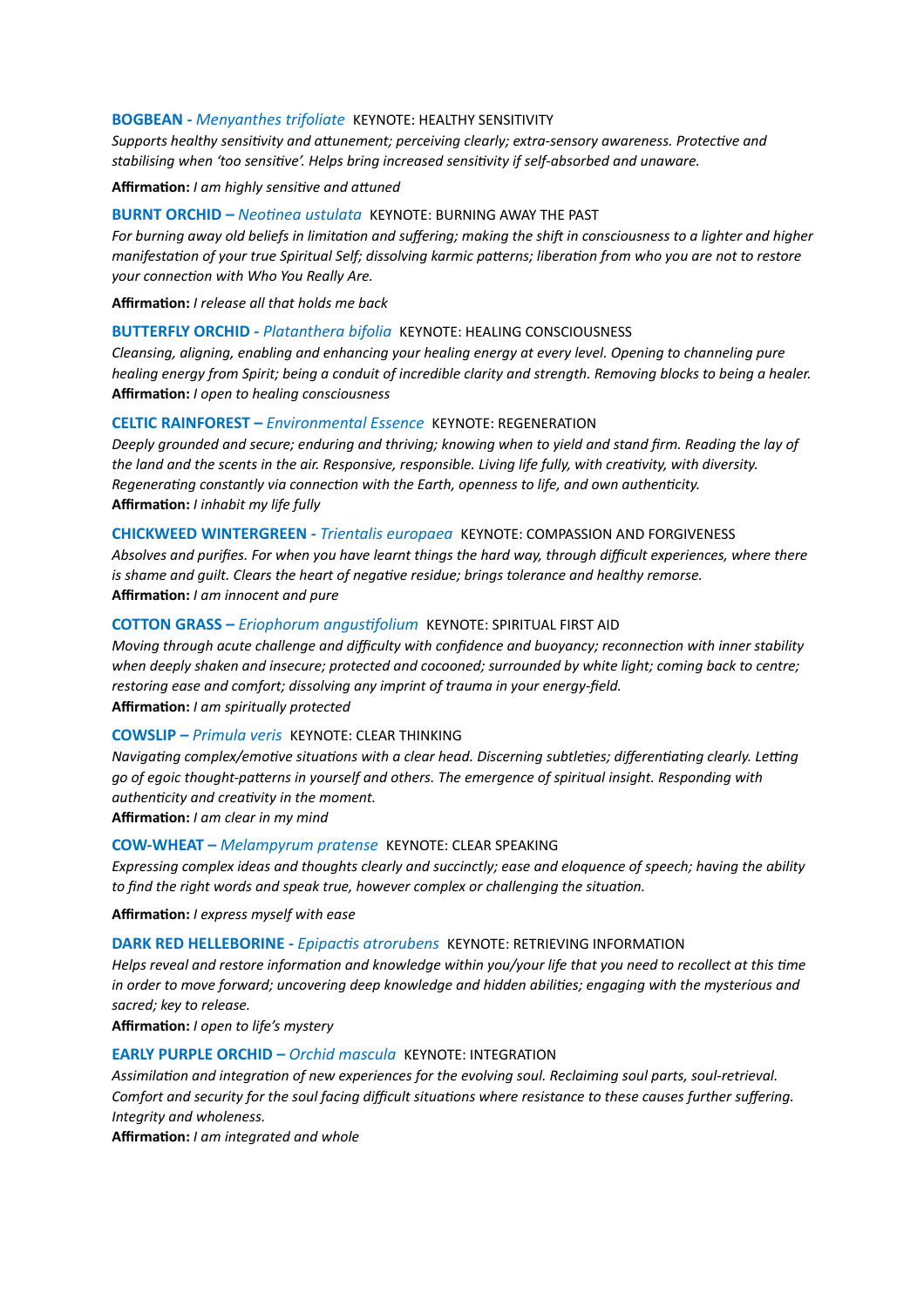**BOGBEAN -** *Menyanthes trifoliate* KEYNOTE: HEALTHY SENSITIVITY

*Supports healthy sensitivity and attunement; perceiving clearly; extra-sensory awareness. Protective and stabilising when 'too sensitive'. Helps bring increased sensitivity if self-absorbed and unaware.*

**Affirmation:** *I am highly sensitive and attuned*

**BURNT ORCHID –** *Neotinea ustulata* KEYNOTE: BURNING AWAY THE PAST

*For burning away old beliefs in limitation and suffering; making the shift in consciousness to a lighter and higher manifestation of your true Spiritual Self; dissolving karmic patterns; liberation from who you are not to restore your connection with Who You Really Are.*

**Affirmation:** *I release all that holds me back*

**BUTTERFLY ORCHID -** *Platanthera bifolia* KEYNOTE: HEALING CONSCIOUSNESS

*Cleansing, aligning, enabling and enhancing your healing energy at every level. Opening to channeling pure healing energy from Spirit; being a conduit of incredible clarity and strength. Removing blocks to being a healer.*

**Affirmation:** *I open to healing consciousness*

**CELTIC RAINFOREST –** *Environmental Essence* KEYNOTE: REGENERATION

*Deeply grounded and secure; enduring and thriving; knowing when to yield and stand firm. Reading the lay of the land and the scents in the air. Responsive, responsible. Living life fully, with creativity, with diversity. Regenerating constantly via connection with the Earth, openness to life, and own authenticity.*

**Affirmation:** *I inhabit my life fully*

**CHICKWEED WINTERGREEN -** *Trientalis europaea* KEYNOTE: COMPASSION AND FORGIVENESS

*Absolves and purifies. For when you have learnt things the hard way, through difficult experiences, where there is shame and guilt. Clears the heart of negative residue; brings tolerance and healthy remorse.*

**Affirmation:** *I am innocent and pure*

**COTTON GRASS –** *Eriophorum angustifolium* KEYNOTE: SPIRITUAL FIRST AID

*Moving through acute challenge and difficulty with confidence and buoyancy; reconnection with inner stability when deeply shaken and insecure; protected and cocooned; surrounded by white light; coming back to centre; restoring ease and comfort; dissolving any imprint of trauma in your energy-field.*

**Affirmation:** *I am spiritually protected*

**COWSLIP –** *Primula veris* KEYNOTE: CLEAR THINKING

*Navigating complex/emotive situations with a clear head. Discerning subtleties; differentiating clearly. Letting go of egoic thought-patterns in yourself and others. The emergence of spiritual insight. Responding with authenticity and creativity in the moment.*

**Affirmation:** *I am clear in my mind*

**COW-WHEAT –** *Melampyrum pratense* KEYNOTE: CLEAR SPEAKING

*Expressing complex ideas and thoughts clearly and succinctly; ease and eloquence of speech; having the ability to find the right words and speak true, however complex or challenging the situation.*

**Affirmation:** *I express myself with ease*

**DARK RED HELLEBORINE -** *Epipactis atrorubens* KEYNOTE: RETRIEVING INFORMATION

*Helps reveal and restore information and knowledge within you/your life that you need to recollect at this time in order to move forward; uncovering deep knowledge and hidden abilities; engaging with the mysterious and sacred; key to release.*

**Affirmation:** *I open to life's mystery*

**EARLY PURPLE ORCHID –** *Orchid mascula* KEYNOTE: INTEGRATION

*Assimilation and integration of new experiences for the evolving soul. Reclaiming soul parts, soul-retrieval. Comfort and security for the soul facing difficult situations where resistance to these causes further suffering. Integrity and wholeness.*

**Affirmation:** *I am integrated and whole*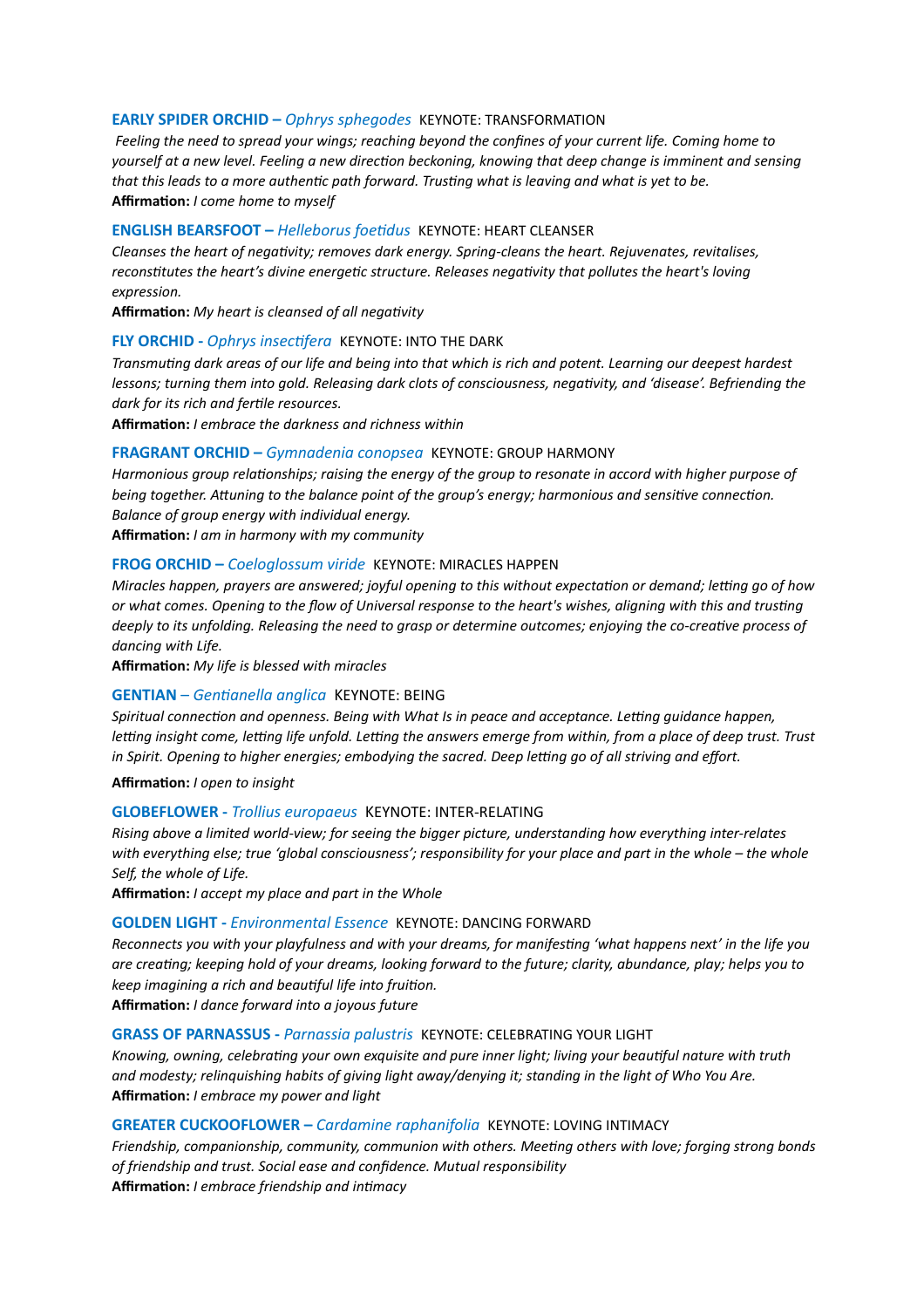**EARLY SPIDER ORCHID –** *Ophrys sphegodes* KEYNOTE: TRANSFORMATION

*Feeling the need to spread your wings; reaching beyond the confines of your current life. Coming home to yourself at a new level. Feeling a new direction beckoning, knowing that deep change is imminent and sensing that this leads to a more authentic path forward. Trusting what is leaving and what is yet to be.*

**Affirmation:** *I come home to myself*

**ENGLISH BEARSFOOT –** *Helleborus foetidus* KEYNOTE: HEART CLEANSER

*Cleanses the heart of negativity; removes dark energy. Spring-cleans the heart. Rejuvenates, revitalises, reconstitutes the heart's divine energetic structure. Releases negativity that pollutes the heart's loving expression.*

**Affirmation:** *My heart is cleansed of all negativity*

**FLY ORCHID -** *Ophrys insectifera* KEYNOTE: INTO THE DARK

*Transmuting dark areas of our life and being into that which is rich and potent. Learning our deepest hardest lessons; turning them into gold. Releasing dark clots of consciousness, negativity, and 'disease'. Befriending the dark for its rich and fertile resources.*

**Affirmation:** *I embrace the darkness and richness within*

**FRAGRANT ORCHID –** *Gymnadenia conopsea* KEYNOTE: GROUP HARMONY

*Harmonious group relationships; raising the energy of the group to resonate in accord with higher purpose of being together. Attuning to the balance point of the group's energy; harmonious and sensitive connection. Balance of group energy with individual energy.*

**Affirmation:** *I am in harmony with my community*

**FROG ORCHID –** *Coeloglossum viride* KEYNOTE: MIRACLES HAPPEN

*Miracles happen, prayers are answered; joyful opening to this without expectation or demand; letting go of how or what comes. Opening to the flow of Universal response to the heart's wishes, aligning with this and trusting deeply to its unfolding. Releasing the need to grasp or determine outcomes; enjoying the co-creative process of dancing with Life.*

**Affirmation:** *My life is blessed with miracles*

**GENTIAN** – *Gentianella anglica* KEYNOTE: BEING

*Spiritual connection and openness. Being with What Is in peace and acceptance. Letting guidance happen, letting insight come, letting life unfold. Letting the answers emerge from within, from a place of deep trust. Trust in Spirit. Opening to higher energies; embodying the sacred. Deep letting go of all striving and effort.*

**Affirmation:** *I open to insight*

**GLOBEFLOWER -** *Trollius europaeus* KEYNOTE: INTER-RELATING

*Rising above a limited world-view; for seeing the bigger picture, understanding how everything inter-relates with everything else; true 'global consciousness'; responsibility for your place and part in the whole – the whole Self, the whole of Life.*

**Affirmation:** *I accept my place and part in the Whole*

**GOLDEN LIGHT -** *Environmental Essence* KEYNOTE: DANCING FORWARD

*Reconnects you with your playfulness and with your dreams, for manifesting 'what happens next' in the life you are creating; keeping hold of your dreams, looking forward to the future; clarity, abundance, play; helps you to keep imagining a rich and beautiful life into fruition.*

**Affirmation:** *I dance forward into a joyous future*

**GRASS OF PARNASSUS -** *Parnassia palustris* KEYNOTE: CELEBRATING YOUR LIGHT

*Knowing, owning, celebrating your own exquisite and pure inner light; living your beautiful nature with truth and modesty; relinquishing habits of giving light away/denying it; standing in the light of Who You Are.*

**Affirmation:** *I embrace my power and light*

**GREATER CUCKOOFLOWER –** *Cardamine raphanifolia* KEYNOTE: LOVING INTIMACY

*Friendship, companionship, community, communion with others. Meeting others with love; forging strong bonds of friendship and trust. Social ease and confidence. Mutual responsibility*

**Affirmation:** *I embrace friendship and intimacy*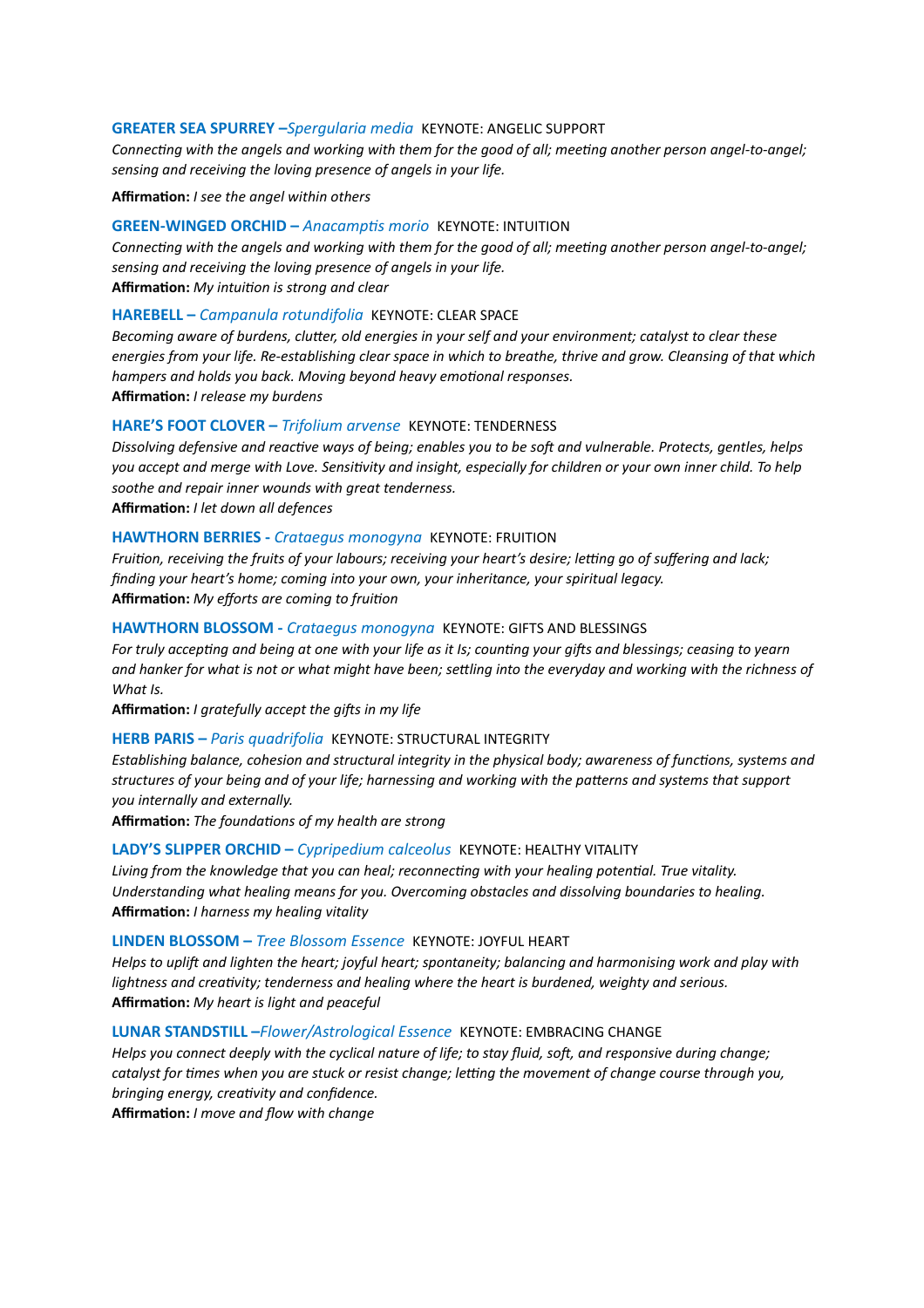**GREATER SEA SPURREY –** *Spergularia media* KEYNOTE: ANGELIC SUPPORT

*Connecting with the angels and working with them for the good of all; meeting another person angel-to-angel; sensing and receiving the loving presence of angels in your life.*

**Affirmation:** *I see the angel within others*

**GREEN-WINGED ORCHID –** *Anacamptis morio* KEYNOTE: INTUITION

*Connecting with the angels and working with them for the good of all; meeting another person angel-to-angel; sensing and receiving the loving presence of angels in your life.*

**Affirmation:** *My intuition is strong and clear*

**HAREBELL –** *Campanula rotundifolia* KEYNOTE: CLEAR SPACE

*Becoming aware of burdens, clutter, old energies in your self and your environment; catalyst to clear these energies from your life. Re-establishing clear space in which to breathe, thrive and grow. Cleansing of that which hampers and holds you back. Moving beyond heavy emotional responses.*

**Affirmation:** *I release my burdens*

**HARE'S FOOT CLOVER –** *Trifolium arvense* KEYNOTE: TENDERNESS

*Dissolving defensive and reactive ways of being; enables you to be soft and vulnerable. Protects, gentles, helps you accept and merge with Love. Sensitivity and insight, especially for children or your own inner child. To help soothe and repair inner wounds with great tenderness.*

**Affirmation:** *I let down all defences*

**HAWTHORN BERRIES -** *Crataegus monogyna* KEYNOTE: FRUITION

*Fruition, receiving the fruits of your labours; receiving your heart's desire; letting go of suffering and lack; finding your heart's home; coming into your own, your inheritance, your spiritual legacy.*

**Affirmation:** *My efforts are coming to fruition*

**HAWTHORN BLOSSOM -** *Crataegus monogyna* KEYNOTE: GIFTS AND BLESSINGS

*For truly accepting and being at one with your life as it Is; counting your gifts and blessings; ceasing to yearn and hanker for what is not or what might have been; settling into the everyday and working with the richness of What Is.*

**Affirmation:** *I gratefully accept the gifts in my life*

**HERB PARIS –** *Paris quadrifolia* KEYNOTE: STRUCTURAL INTEGRITY

*Establishing balance, cohesion and structural integrity in the physical body; awareness of functions, systems and structures of your being and of your life; harnessing and working with the patterns and systems that support you internally and externally.*

**Affirmation:** *The foundations of my health are strong*

**LADY'S SLIPPER ORCHID –** *Cypripedium calceolus* KEYNOTE: HEALTHY VITALITY

*Living from the knowledge that you can heal; reconnecting with your healing potential. True vitality. Understanding what healing means for you. Overcoming obstacles and dissolving boundaries to healing.*

**Affirmation:** *I harness my healing vitality*

**LINDEN BLOSSOM –** *Tree Blossom Essence* KEYNOTE: JOYFUL HEART

*Helps to uplift and lighten the heart; joyful heart; spontaneity; balancing and harmonising work and play with lightness and creativity; tenderness and healing where the heart is burdened, weighty and serious.*

**Affirmation:** *My heart is light and peaceful*

**LUNAR STANDSTILL –** *Flower/Astrological Essence* KEYNOTE: EMBRACING CHANGE

*Helps you connect deeply with the cyclical nature of life; to stay fluid, soft, and responsive during change; catalyst for times when you are stuck or resist change; letting the movement of change course through you, bringing energy, creativity and confidence.*

**Affirmation:** *I move and flow with change*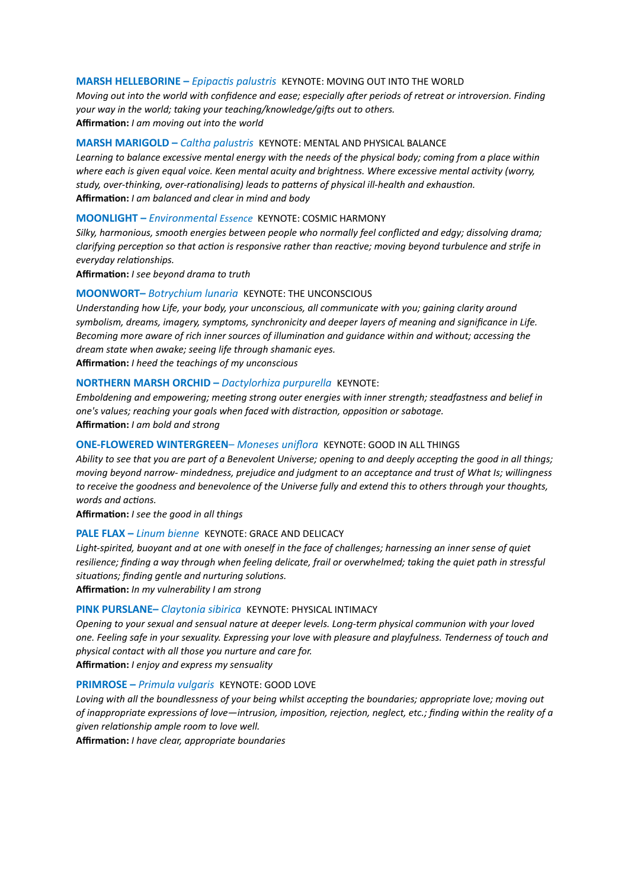**MARSH HELLEBORINE –** *Epipactis palustris* KEYNOTE: MOVING OUT INTO THE WORLD

*Moving out into the world with confidence and ease; especially after periods of retreat or introversion. Finding your way in the world; taking your teaching/knowledge/gifts out to others.*

**Affirmation:** *I am moving out into the world*

**MARSH MARIGOLD –** *Caltha palustris* KEYNOTE: MENTAL AND PHYSICAL BALANCE

*Learning to balance excessive mental energy with the needs of the physical body; coming from a place within where each is given equal voice. Keen mental acuity and brightness. Where excessive mental activity (worry, study, over-thinking, over-rationalising) leads to patterns of physical ill-health and exhaustion.*

**Affirmation:** *I am balanced and clear in mind and body*

**MOONLIGHT –** *Environmental Essence* KEYNOTE: COSMIC HARMONY

*Silky, harmonious, smooth energies between people who normally feel conflicted and edgy; dissolving drama; clarifying perception so that action is responsive rather than reactive; moving beyond turbulence and strife in everyday relationships.*

**Affirmation:** *I see beyond drama to truth*

**MOONWORT–** *Botrychium lunaria* KEYNOTE: THE UNCONSCIOUS

*Understanding how Life, your body, your unconscious, all communicate with you; gaining clarity around symbolism, dreams, imagery, symptoms, synchronicity and deeper layers of meaning and significance in Life. Becoming more aware of rich inner sources of illumination and guidance within and without; accessing the dream state when awake; seeing life through shamanic eyes.*

**Affirmation:** *I heed the teachings of my unconscious*

**NORTHERN MARSH ORCHID –** *Dactylorhiza purpurella* KEYNOTE:

*Emboldening and empowering; meeting strong outer energies with inner strength; steadfastness and belief in one's values; reaching your goals when faced with distraction, opposition or sabotage.*

**Affirmation:** *I am bold and strong*

**ONE-FLOWERED WINTERGREEN**– *Moneses uniflora* KEYNOTE: GOOD IN ALL THINGS

*Ability to see that you are part of a Benevolent Universe; opening to and deeply accepting the good in all things; moving beyond narrow- mindedness, prejudice and judgment to an acceptance and trust of What Is; willingness to receive the goodness and benevolence of the Universe fully and extend this to others through your thoughts, words and actions.*

**Affirmation:** *I see the good in all things*

**PALE FLAX –** *Linum bienne* KEYNOTE: GRACE AND DELICACY

*Light-spirited, buoyant and at one with oneself in the face of challenges; harnessing an inner sense of quiet resilience; finding a way through when feeling delicate, frail or overwhelmed; taking the quiet path in stressful situations; finding gentle and nurturing solutions.*

**Affirmation:** *In my vulnerability I am strong*

**PINK PURSLANE–** *Claytonia sibirica* KEYNOTE: PHYSICAL INTIMACY

*Opening to your sexual and sensual nature at deeper levels. Long-term physical communion with your loved one. Feeling safe in your sexuality. Expressing your love with pleasure and playfulness. Tenderness of touch and physical contact with all those you nurture and care for.*

**Affirmation:** *I enjoy and express my sensuality*

**PRIMROSE –** *Primula vulgaris* KEYNOTE: GOOD LOVE

*Loving with all the boundlessness of your being whilst accepting the boundaries; appropriate love; moving out of inappropriate expressions of love—intrusion, imposition, rejection, neglect, etc.; finding within the reality of a given relationship ample room to love well.*

**Affirmation:** *I have clear, appropriate boundaries*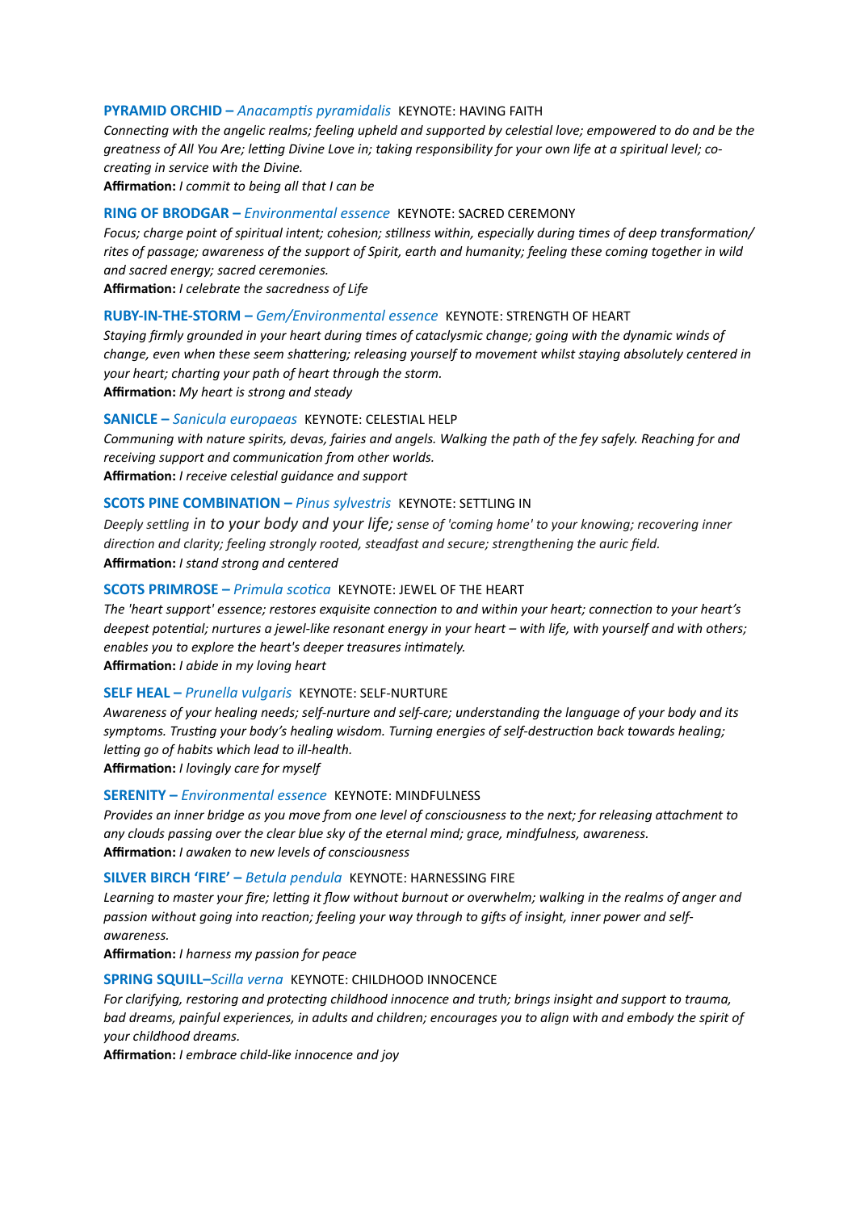**PYRAMID ORCHID –** *Anacamptis pyramidalis* KEYNOTE: HAVING FAITH

*Connecting with the angelic realms; feeling upheld and supported by celestial love; empowered to do and be the greatness of All You Are; letting Divine Love in; taking responsibility for your own life at a spiritual level; co-creating in service with the Divine.*

**Affirmation:** *I commit to being all that I can be*

**RING OF BRODGAR –** *Environmental essence* KEYNOTE: SACRED CEREMONY

*Focus; charge point of spiritual intent; cohesion; stillness within, especially during times of deep transformation/ rites of passage; awareness of the support of Spirit, earth and humanity; feeling these coming together in wild and sacred energy; sacred ceremonies.*

**Affirmation:** *I celebrate the sacredness of Life*

**RUBY-IN-THE-STORM –** *Gem/Environmental essence* KEYNOTE: STRENGTH OF HEART

*Staying firmly grounded in your heart during times of cataclysmic change; going with the dynamic winds of change, even when these seem shattering; releasing yourself to movement whilst staying absolutely centered in your heart; charting your path of heart through the storm.*

**Affirmation:** *My heart is strong and steady*

**SANICLE –** *Sanicula europaeas* KEYNOTE: CELESTIAL HELP

*Communing with nature spirits, devas, fairies and angels. Walking the path of the fey safely. Reaching for and receiving support and communication from other worlds.*

**Affirmation:** *I receive celestial guidance and support*

**SCOTS PINE COMBINATION –** *Pinus sylvestris* KEYNOTE: SETTLING IN

*Deeply settling in to your body and your life; sense of 'coming home' to your knowing; recovering inner direction and clarity; feeling strongly rooted, steadfast and secure; strengthening the auric field.*

**Affirmation:** *I stand strong and centered*

**SCOTS PRIMROSE –** *Primula scotica* KEYNOTE: JEWEL OF THE HEART

*The 'heart support' essence; restores exquisite connection to and within your heart; connection to your heart's deepest potential; nurtures a jewel-like resonant energy in your heart – with life, with yourself and with others; enables you to explore the heart's deeper treasures intimately.*

**Affirmation:** *I abide in my loving heart*

**SELF HEAL –** *Prunella vulgaris* KEYNOTE: SELF-NURTURE

*Awareness of your healing needs; self-nurture and self-care; understanding the language of your body and its symptoms. Trusting your body's healing wisdom. Turning energies of self-destruction back towards healing; letting go of habits which lead to ill-health.*

**Affirmation:** *I lovingly care for myself*

**SERENITY –** *Environmental essence* KEYNOTE: MINDFULNESS

*Provides an inner bridge as you move from one level of consciousness to the next; for releasing attachment to any clouds passing over the clear blue sky of the eternal mind; grace, mindfulness, awareness.*

**Affirmation:** *I awaken to new levels of consciousness*

**SILVER BIRCH 'FIRE' –** *Betula pendula* KEYNOTE: HARNESSING FIRE

*Learning to master your fire; letting it flow without burnout or overwhelm; walking in the realms of anger and passion without going into reaction; feeling your way through to gifts of insight, inner power and self-awareness.*

**Affirmation:** *I harness my passion for peace*

**SPRING SQUILL–***Scilla verna* KEYNOTE: CHILDHOOD INNOCENCE

*For clarifying, restoring and protecting childhood innocence and truth; brings insight and support to trauma, bad dreams, painful experiences, in adults and children; encourages you to align with and embody the spirit of your childhood dreams.*

**Affirmation:** *I embrace child-like innocence and joy*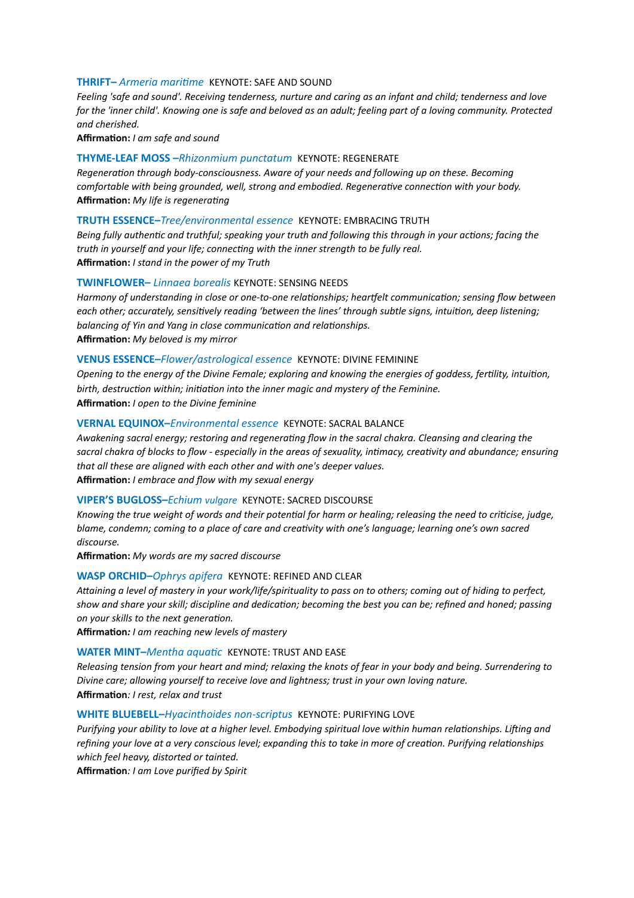**THRIFT–** *Armeria maritime* KEYNOTE: SAFE AND SOUND

*Feeling 'safe and sound'. Receiving tenderness, nurture and caring as an infant and child; tenderness and love for the 'inner child'. Knowing one is safe and beloved as an adult; feeling part of a loving community. Protected and cherished.*

**Affirmation:** *I am safe and sound*

**THYME-LEAF MOSS –***Rhizonmium punctatum* KEYNOTE: REGENERATE

*Regeneration through body-consciousness. Aware of your needs and following up on these. Becoming comfortable with being grounded, well, strong and embodied. Regenerative connection with your body.*

**Affirmation:** *My life is regenerating*

**TRUTH ESSENCE–***Tree/environmental essence* KEYNOTE: EMBRACING TRUTH

*Being fully authentic and truthful; speaking your truth and following this through in your actions; facing the truth in yourself and your life; connecting with the inner strength to be fully real.*

**Affirmation:** *I stand in the power of my Truth*

**TWINFLOWER–** *Linnaea borealis* KEYNOTE: SENSING NEEDS

*Harmony of understanding in close or one-to-one relationships; heartfelt communication; sensing flow between each other; accurately, sensitively reading 'between the lines' through subtle signs, intuition, deep listening; balancing of Yin and Yang in close communication and relationships.*

**Affirmation:** *My beloved is my mirror*

**VENUS ESSENCE–***Flower/astrological essence* KEYNOTE: DIVINE FEMININE

*Opening to the energy of the Divine Female; exploring and knowing the energies of goddess, fertility, intuition, birth, destruction within; initiation into the inner magic and mystery of the Feminine.*

**Affirmation:** *I open to the Divine feminine*

**VERNAL EQUINOX–***Environmental essence* KEYNOTE: SACRAL BALANCE

*Awakening sacral energy; restoring and regenerating flow in the sacral chakra. Cleansing and clearing the sacral chakra of blocks to flow - especially in the areas of sexuality, intimacy, creativity and abundance; ensuring that all these are aligned with each other and with one's deeper values.*

**Affirmation:** *I embrace and flow with my sexual energy*

**VIPER'S BUGLOSS–***Echium vulgare* KEYNOTE: SACRED DISCOURSE

*Knowing the true weight of words and their potential for harm or healing; releasing the need to criticise, judge, blame, condemn; coming to a place of care and creativity with one's language; learning one's own sacred discourse.*

**Affirmation:** *My words are my sacred discourse*

**WASP ORCHID–***Ophrys apifera* KEYNOTE: REFINED AND CLEAR

*Attaining a level of mastery in your work/life/spirituality to pass on to others; coming out of hiding to perfect, show and share your skill; discipline and dedication; becoming the best you can be; refined and honed; passing on your skills to the next generation.*

**Affirmation***:* *I am reaching new levels of mastery*

**WATER MINT–***Mentha aquatic* KEYNOTE: TRUST AND EASE

*Releasing tension from your heart and mind; relaxing the knots of fear in your body and being. Surrendering to Divine care; allowing yourself to receive love and lightness; trust in your own loving nature.*

**Affirmation***: I rest, relax and trust*

**WHITE BLUEBELL–***Hyacinthoides non-scriptus* KEYNOTE: PURIFYING LOVE

*Purifying your ability to love at a higher level. Embodying spiritual love within human relationships. Lifting and refining your love at a very conscious level; expanding this to take in more of creation. Purifying relationships which feel heavy, distorted or tainted.*

**Affirmation***: I am Love purified by Spirit*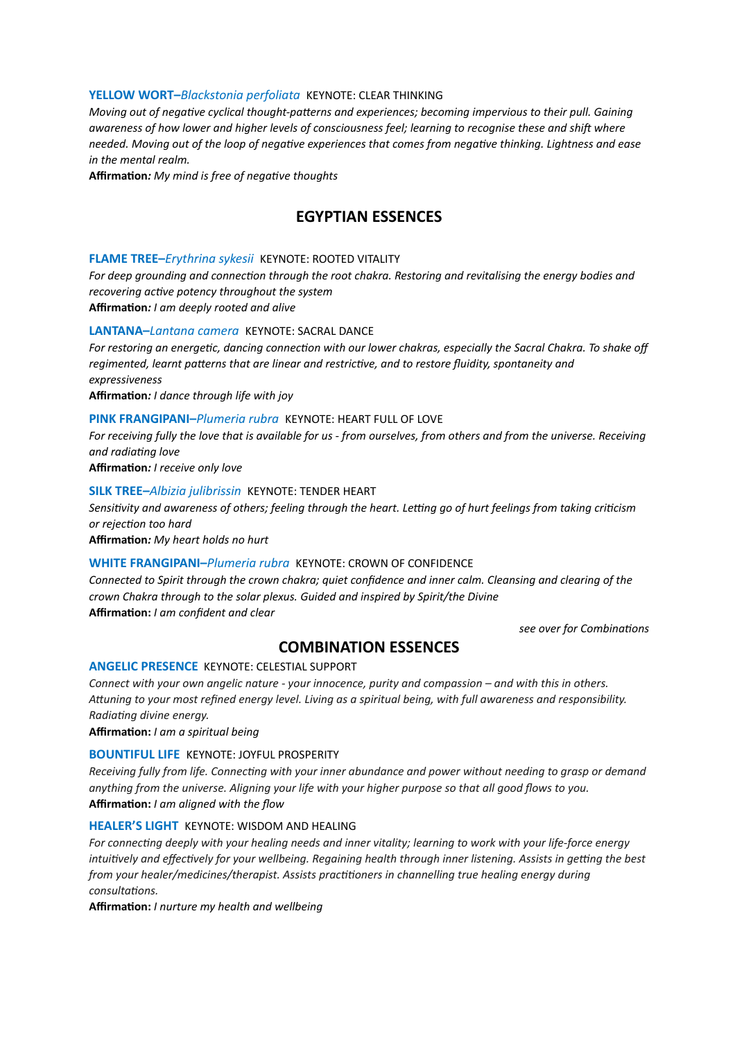**YELLOW WORT–*Blackstonia perfoliata*** KEYNOTE: CLEAR THINKING

*Moving out of negative cyclical thought-patterns and experiences; becoming impervious to their pull. Gaining awareness of how lower and higher levels of consciousness feel; learning to recognise these and shift where needed. Moving out of the loop of negative experiences that comes from negative thinking. Lightness and ease in the mental realm.*

**Affirmation:** *My mind is free of negative thoughts*

## EGYPTIAN ESSENCES

**FLAME TREE–*Erythrina sykesii*** KEYNOTE: ROOTED VITALITY

*For deep grounding and connection through the root chakra. Restoring and revitalising the energy bodies and recovering active potency throughout the system*

**Affirmation:** *I am deeply rooted and alive*

**LANTANA–*Lantana camera*** KEYNOTE: SACRAL DANCE

*For restoring an energetic, dancing connection with our lower chakras, especially the Sacral Chakra. To shake off regimented, learnt patterns that are linear and restrictive, and to restore fluidity, spontaneity and expressiveness*

**Affirmation:** *I dance through life with joy*

**PINK FRANGIPANI–*Plumeria rubra*** KEYNOTE: HEART FULL OF LOVE

*For receiving fully the love that is available for us - from ourselves, from others and from the universe. Receiving and radiating love*

**Affirmation:** *I receive only love*

**SILK TREE–*Albizia julibrissin*** KEYNOTE: TENDER HEART

*Sensitivity and awareness of others; feeling through the heart. Letting go of hurt feelings from taking criticism or rejection too hard*

**Affirmation:** *My heart holds no hurt*

**WHITE FRANGIPANI–*Plumeria rubra*** KEYNOTE: CROWN OF CONFIDENCE

*Connected to Spirit through the crown chakra; quiet confidence and inner calm. Cleansing and clearing of the crown Chakra through to the solar plexus. Guided and inspired by Spirit/the Divine*

**Affirmation:** *I am confident and clear*

*see over for Combinations*

## COMBINATION ESSENCES

**ANGELIC PRESENCE** KEYNOTE: CELESTIAL SUPPORT

*Connect with your own angelic nature - your innocence, purity and compassion – and with this in others. Attuning to your most refined energy level. Living as a spiritual being, with full awareness and responsibility. Radiating divine energy.*

**Affirmation:** *I am a spiritual being*

**BOUNTIFUL LIFE** KEYNOTE: JOYFUL PROSPERITY

*Receiving fully from life. Connecting with your inner abundance and power without needing to grasp or demand anything from the universe. Aligning your life with your higher purpose so that all good flows to you.*

**Affirmation:** *I am aligned with the flow*

**HEALER'S LIGHT** KEYNOTE: WISDOM AND HEALING

*For connecting deeply with your healing needs and inner vitality; learning to work with your life-force energy intuitively and effectively for your wellbeing. Regaining health through inner listening. Assists in getting the best from your healer/medicines/therapist. Assists practitioners in channelling true healing energy during consultations.*

**Affirmation:** *I nurture my health and wellbeing*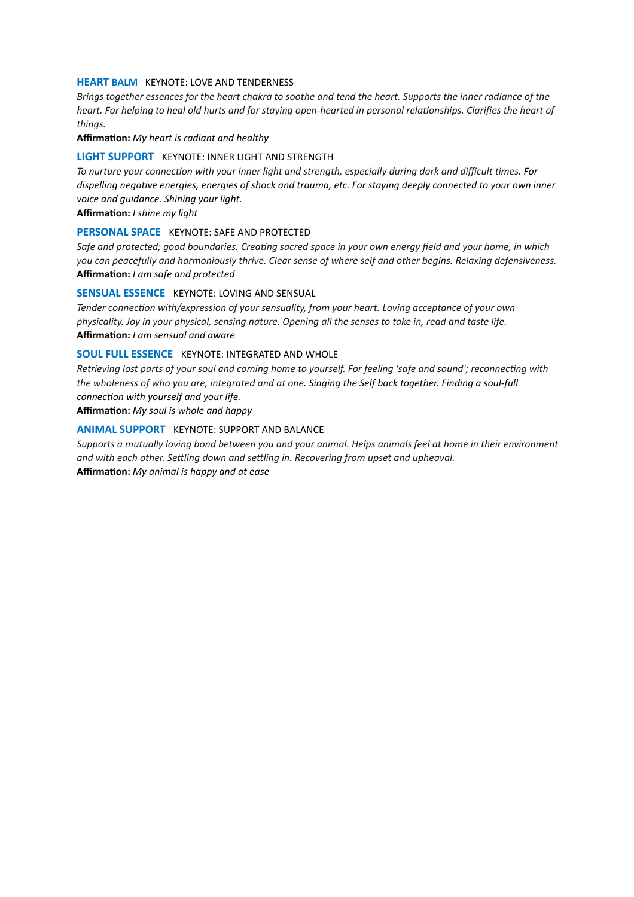**HEART BALM** KEYNOTE: LOVE AND TENDERNESS

*Brings together essences for the heart chakra to soothe and tend the heart. Supports the inner radiance of the heart. For helping to heal old hurts and for staying open-hearted in personal relationships. Clarifies the heart of things.*

**Affirmation:** *My heart is radiant and healthy*

**LIGHT SUPPORT** KEYNOTE: INNER LIGHT AND STRENGTH

*To nurture your connection with your inner light and strength, especially during dark and difficult times. For dispelling negative energies, energies of shock and trauma, etc. For staying deeply connected to your own inner voice and guidance. Shining your light.*

**Affirmation:** *I shine my light*

**PERSONAL SPACE** KEYNOTE: SAFE AND PROTECTED

*Safe and protected; good boundaries. Creating sacred space in your own energy field and your home, in which you can peacefully and harmoniously thrive. Clear sense of where self and other begins. Relaxing defensiveness.*

**Affirmation:** *I am safe and protected*

**SENSUAL ESSENCE** KEYNOTE: LOVING AND SENSUAL

*Tender connection with/expression of your sensuality, from your heart. Loving acceptance of your own physicality. Joy in your physical, sensing nature. Opening all the senses to take in, read and taste life.*

**Affirmation:** *I am sensual and aware*

**SOUL FULL ESSENCE** KEYNOTE: INTEGRATED AND WHOLE

*Retrieving lost parts of your soul and coming home to yourself. For feeling 'safe and sound'; reconnecting with the wholeness of who you are, integrated and at one. Singing the Self back together. Finding a soul-full connection with yourself and your life.*

**Affirmation:** *My soul is whole and happy*

**ANIMAL SUPPORT** KEYNOTE: SUPPORT AND BALANCE

*Supports a mutually loving bond between you and your animal. Helps animals feel at home in their environment and with each other. Settling down and settling in. Recovering from upset and upheaval.*

**Affirmation:** *My animal is happy and at ease*